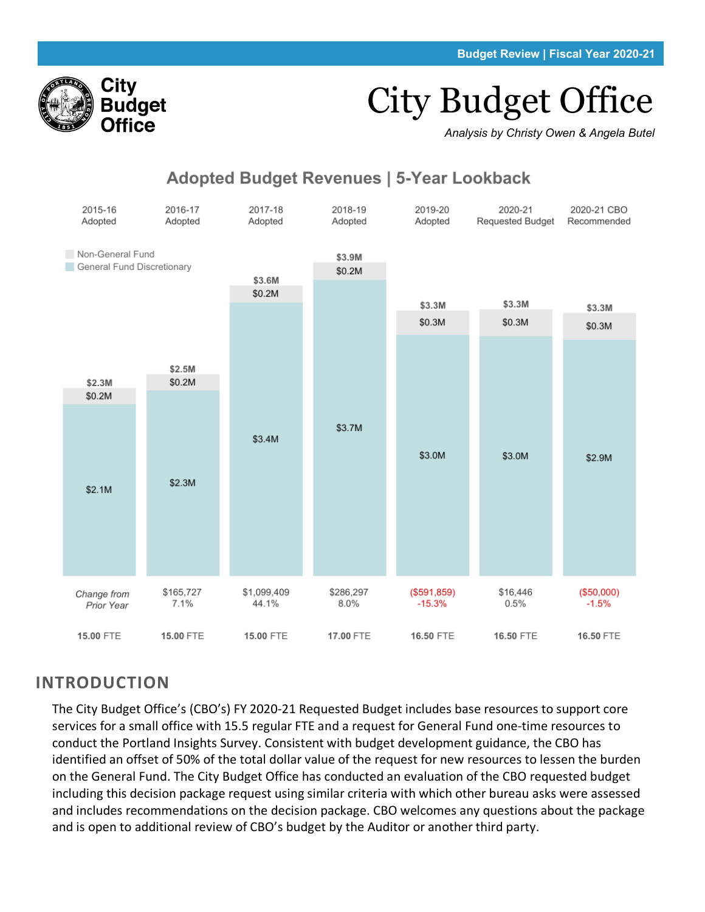Budget Review | Fiscal Year 2020-21

City Budget Office

# City Budget Office

*Analysis by Christy Owen & Angela Butel*

## Adopted Budget Revenues | 5-Year Lookback

| | 2015-16 Adopted | 2016-17 Adopted | 2017-18 Adopted | 2018-19 Adopted | 2019-20 Adopted | 2020-21 Requested Budget | 2020-21 CBO Recommended |
|---|---|---|---|---|---|---|---|
| Total | $2.3M | $2.5M | $3.6M | $3.9M | $3.3M | $3.3M | $3.3M |
| Non-General Fund | $0.2M | $0.2M | $0.2M | $0.2M | $0.3M | $0.3M | $0.3M |
| General Fund Discretionary | $2.1M | $2.3M | $3.4M | $3.7M | $3.0M | $3.0M | $2.9M |
| *Change from Prior Year* | | $165,727<br>7.1% | $1,099,409<br>44.1% | $286,297<br>8.0% | ($591,859)<br>-15.3% | $16,446<br>0.5% | ($50,000)<br>-1.5% |
| FTE | 15.00 FTE | 15.00 FTE | 15.00 FTE | 17.00 FTE | 16.50 FTE | 16.50 FTE | 16.50 FTE |

## INTRODUCTION

The City Budget Office's (CBO's) FY 2020-21 Requested Budget includes base resources to support core services for a small office with 15.5 regular FTE and a request for General Fund one-time resources to conduct the Portland Insights Survey. Consistent with budget development guidance, the CBO has identified an offset of 50% of the total dollar value of the request for new resources to lessen the burden on the General Fund. The City Budget Office has conducted an evaluation of the CBO requested budget including this decision package request using similar criteria with which other bureau asks were assessed and includes recommendations on the decision package. CBO welcomes any questions about the package and is open to additional review of CBO's budget by the Auditor or another third party.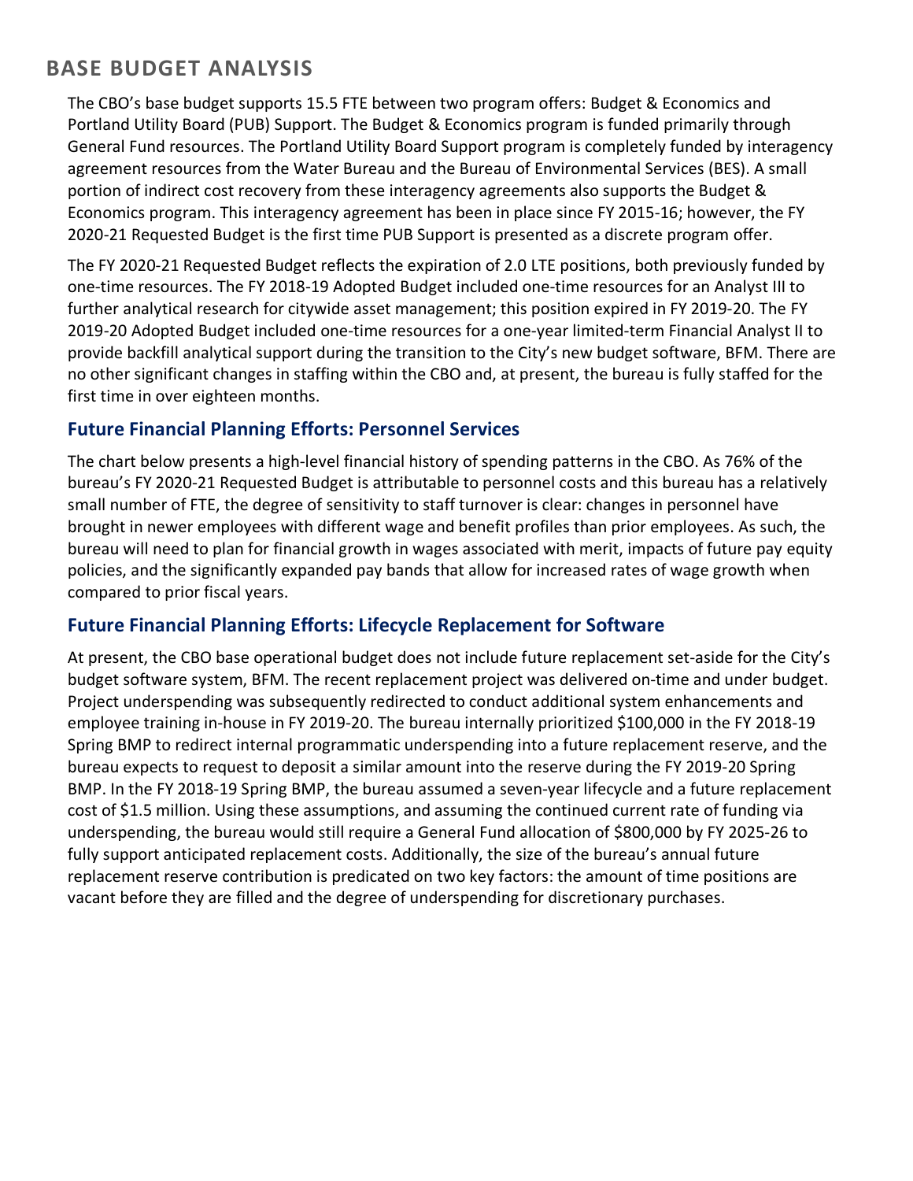## BASE BUDGET ANALYSIS

The CBO's base budget supports 15.5 FTE between two program offers: Budget & Economics and Portland Utility Board (PUB) Support. The Budget & Economics program is funded primarily through General Fund resources. The Portland Utility Board Support program is completely funded by interagency agreement resources from the Water Bureau and the Bureau of Environmental Services (BES). A small portion of indirect cost recovery from these interagency agreements also supports the Budget & Economics program. This interagency agreement has been in place since FY 2015-16; however, the FY 2020-21 Requested Budget is the first time PUB Support is presented as a discrete program offer.

The FY 2020-21 Requested Budget reflects the expiration of 2.0 LTE positions, both previously funded by one-time resources. The FY 2018-19 Adopted Budget included one-time resources for an Analyst III to further analytical research for citywide asset management; this position expired in FY 2019-20. The FY 2019-20 Adopted Budget included one-time resources for a one-year limited-term Financial Analyst II to provide backfill analytical support during the transition to the City's new budget software, BFM. There are no other significant changes in staffing within the CBO and, at present, the bureau is fully staffed for the first time in over eighteen months.

### Future Financial Planning Efforts: Personnel Services

The chart below presents a high-level financial history of spending patterns in the CBO. As 76% of the bureau's FY 2020-21 Requested Budget is attributable to personnel costs and this bureau has a relatively small number of FTE, the degree of sensitivity to staff turnover is clear: changes in personnel have brought in newer employees with different wage and benefit profiles than prior employees. As such, the bureau will need to plan for financial growth in wages associated with merit, impacts of future pay equity policies, and the significantly expanded pay bands that allow for increased rates of wage growth when compared to prior fiscal years.

### Future Financial Planning Efforts: Lifecycle Replacement for Software

At present, the CBO base operational budget does not include future replacement set-aside for the City's budget software system, BFM. The recent replacement project was delivered on-time and under budget. Project underspending was subsequently redirected to conduct additional system enhancements and employee training in-house in FY 2019-20. The bureau internally prioritized $100,000 in the FY 2018-19 Spring BMP to redirect internal programmatic underspending into a future replacement reserve, and the bureau expects to request to deposit a similar amount into the reserve during the FY 2019-20 Spring BMP. In the FY 2018-19 Spring BMP, the bureau assumed a seven-year lifecycle and a future replacement cost of $1.5 million. Using these assumptions, and assuming the continued current rate of funding via underspending, the bureau would still require a General Fund allocation of $800,000 by FY 2025-26 to fully support anticipated replacement costs. Additionally, the size of the bureau's annual future replacement reserve contribution is predicated on two key factors: the amount of time positions are vacant before they are filled and the degree of underspending for discretionary purchases.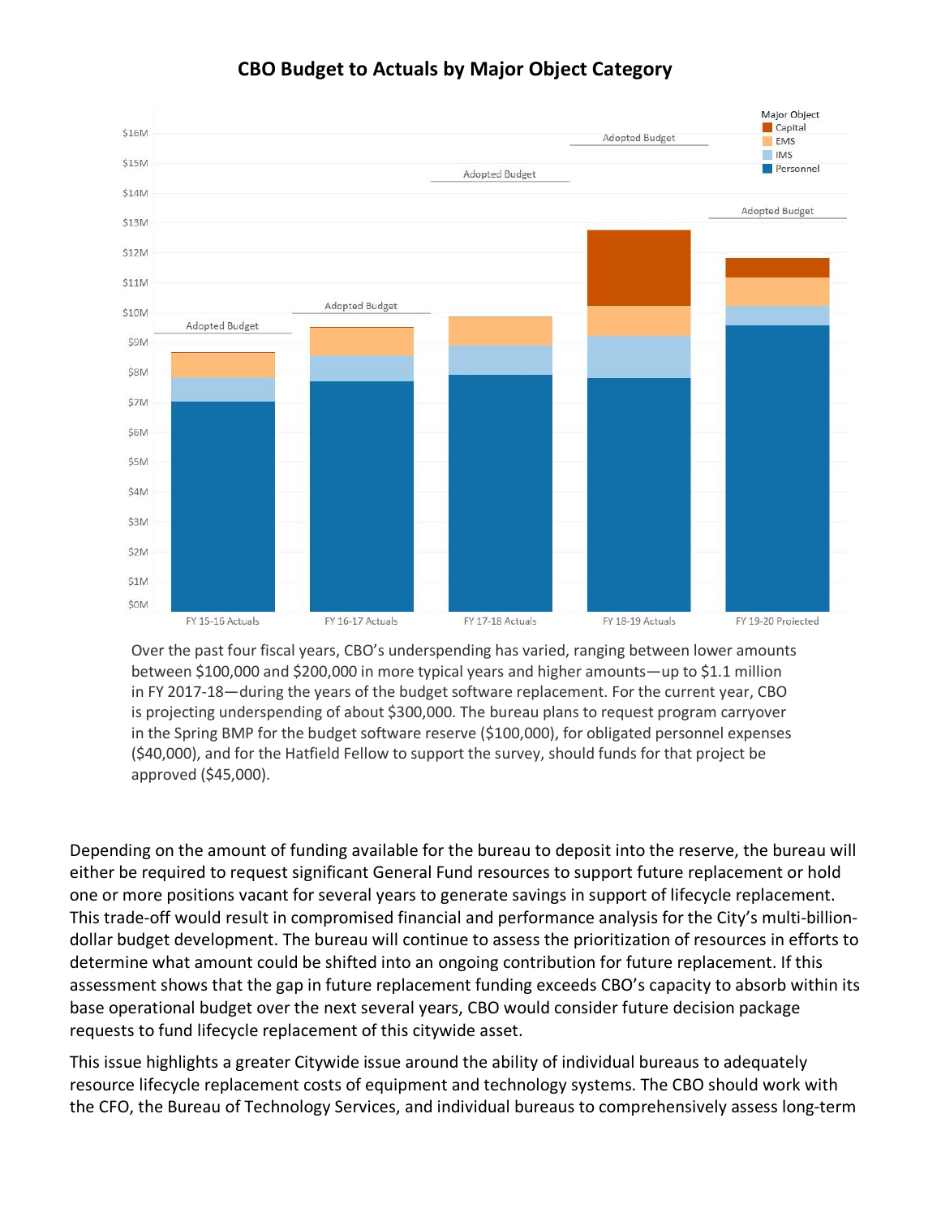## CBO Budget to Actuals by Major Object Category

Over the past four fiscal years, CBO's underspending has varied, ranging between lower amounts between $100,000 and $200,000 in more typical years and higher amounts—up to $1.1 million in FY 2017-18—during the years of the budget software replacement. For the current year, CBO is projecting underspending of about $300,000. The bureau plans to request program carryover in the Spring BMP for the budget software reserve ($100,000), for obligated personnel expenses ($40,000), and for the Hatfield Fellow to support the survey, should funds for that project be approved ($45,000).

Depending on the amount of funding available for the bureau to deposit into the reserve, the bureau will either be required to request significant General Fund resources to support future replacement or hold one or more positions vacant for several years to generate savings in support of lifecycle replacement. This trade-off would result in compromised financial and performance analysis for the City's multi-billion-dollar budget development. The bureau will continue to assess the prioritization of resources in efforts to determine what amount could be shifted into an ongoing contribution for future replacement. If this assessment shows that the gap in future replacement funding exceeds CBO's capacity to absorb within its base operational budget over the next several years, CBO would consider future decision package requests to fund lifecycle replacement of this citywide asset.

This issue highlights a greater Citywide issue around the ability of individual bureaus to adequately resource lifecycle replacement costs of equipment and technology systems. The CBO should work with the CFO, the Bureau of Technology Services, and individual bureaus to comprehensively assess long-term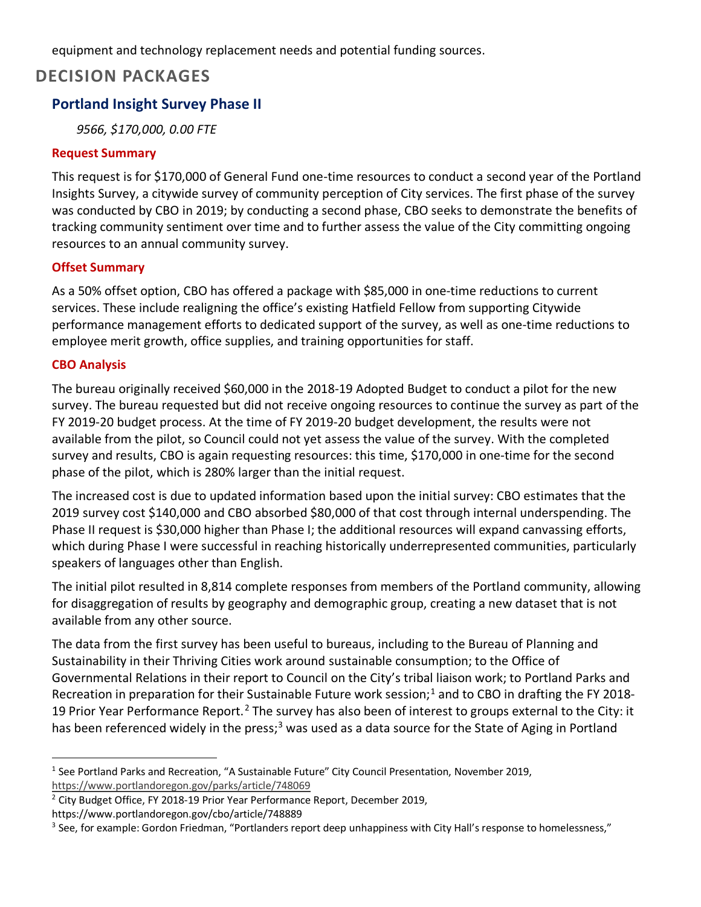equipment and technology replacement needs and potential funding sources.

## DECISION PACKAGES

### Portland Insight Survey Phase II

*9566, $170,000, 0.00 FTE*

#### Request Summary

This request is for $170,000 of General Fund one-time resources to conduct a second year of the Portland Insights Survey, a citywide survey of community perception of City services. The first phase of the survey was conducted by CBO in 2019; by conducting a second phase, CBO seeks to demonstrate the benefits of tracking community sentiment over time and to further assess the value of the City committing ongoing resources to an annual community survey.

#### Offset Summary

As a 50% offset option, CBO has offered a package with $85,000 in one-time reductions to current services. These include realigning the office's existing Hatfield Fellow from supporting Citywide performance management efforts to dedicated support of the survey, as well as one-time reductions to employee merit growth, office supplies, and training opportunities for staff.

#### CBO Analysis

The bureau originally received $60,000 in the 2018-19 Adopted Budget to conduct a pilot for the new survey. The bureau requested but did not receive ongoing resources to continue the survey as part of the FY 2019-20 budget process. At the time of FY 2019-20 budget development, the results were not available from the pilot, so Council could not yet assess the value of the survey. With the completed survey and results, CBO is again requesting resources: this time, $170,000 in one-time for the second phase of the pilot, which is 280% larger than the initial request.

The increased cost is due to updated information based upon the initial survey: CBO estimates that the 2019 survey cost $140,000 and CBO absorbed $80,000 of that cost through internal underspending. The Phase II request is $30,000 higher than Phase I; the additional resources will expand canvassing efforts, which during Phase I were successful in reaching historically underrepresented communities, particularly speakers of languages other than English.

The initial pilot resulted in 8,814 complete responses from members of the Portland community, allowing for disaggregation of results by geography and demographic group, creating a new dataset that is not available from any other source.

The data from the first survey has been useful to bureaus, including to the Bureau of Planning and Sustainability in their Thriving Cities work around sustainable consumption; to the Office of Governmental Relations in their report to Council on the City's tribal liaison work; to Portland Parks and Recreation in preparation for their Sustainable Future work session;[1] and to CBO in drafting the FY 2018-19 Prior Year Performance Report.[2] The survey has also been of interest to groups external to the City: it has been referenced widely in the press;[3] was used as a data source for the State of Aging in Portland

---

[1] See Portland Parks and Recreation, "A Sustainable Future" City Council Presentation, November 2019, https://www.portlandoregon.gov/parks/article/748069

[2] City Budget Office, FY 2018-19 Prior Year Performance Report, December 2019, https://www.portlandoregon.gov/cbo/article/748889

[3] See, for example: Gordon Friedman, "Portlanders report deep unhappiness with City Hall's response to homelessness,"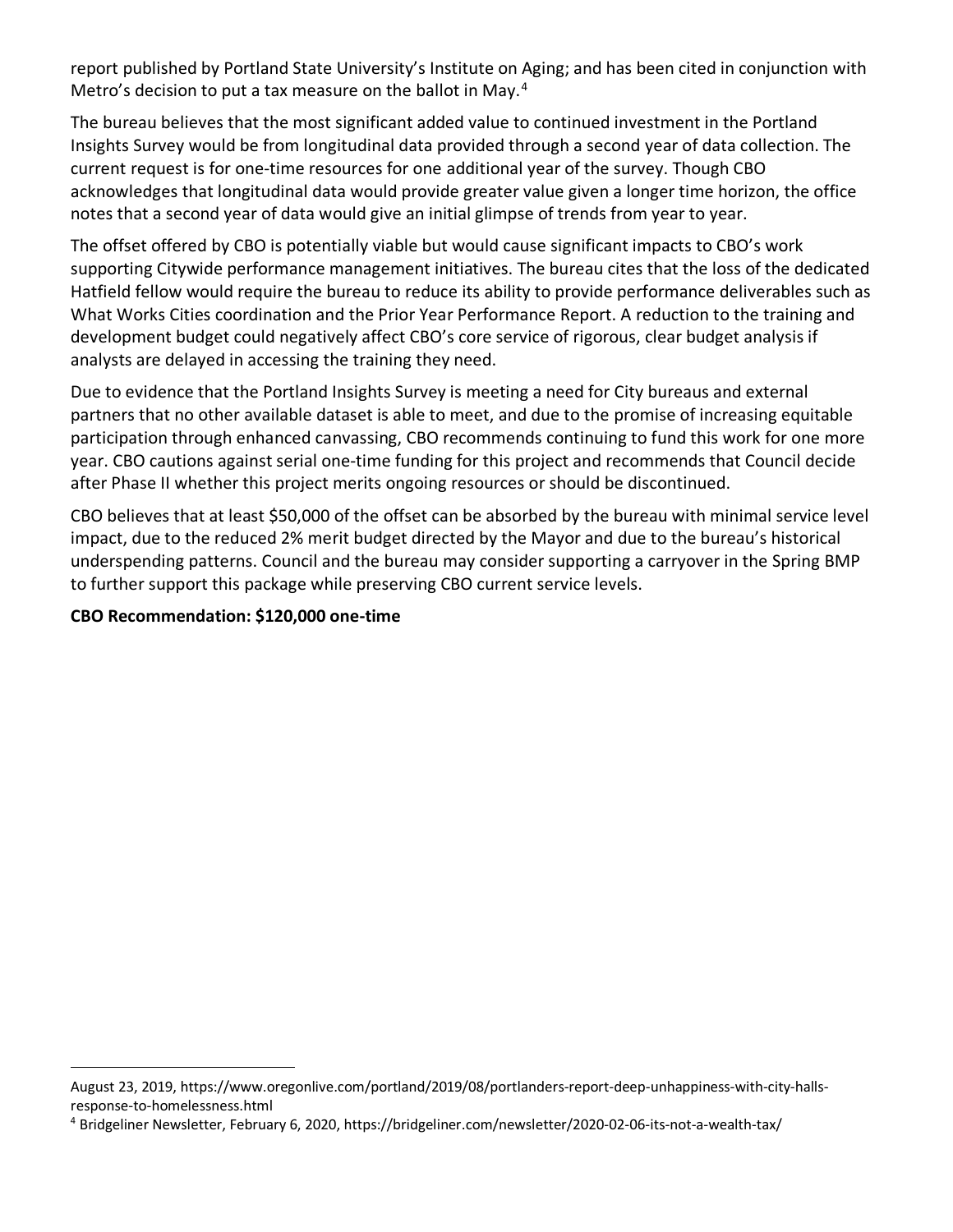report published by Portland State University's Institute on Aging; and has been cited in conjunction with Metro's decision to put a tax measure on the ballot in May.[4]

The bureau believes that the most significant added value to continued investment in the Portland Insights Survey would be from longitudinal data provided through a second year of data collection. The current request is for one-time resources for one additional year of the survey. Though CBO acknowledges that longitudinal data would provide greater value given a longer time horizon, the office notes that a second year of data would give an initial glimpse of trends from year to year.

The offset offered by CBO is potentially viable but would cause significant impacts to CBO's work supporting Citywide performance management initiatives. The bureau cites that the loss of the dedicated Hatfield fellow would require the bureau to reduce its ability to provide performance deliverables such as What Works Cities coordination and the Prior Year Performance Report. A reduction to the training and development budget could negatively affect CBO's core service of rigorous, clear budget analysis if analysts are delayed in accessing the training they need.

Due to evidence that the Portland Insights Survey is meeting a need for City bureaus and external partners that no other available dataset is able to meet, and due to the promise of increasing equitable participation through enhanced canvassing, CBO recommends continuing to fund this work for one more year. CBO cautions against serial one-time funding for this project and recommends that Council decide after Phase II whether this project merits ongoing resources or should be discontinued.

CBO believes that at least $50,000 of the offset can be absorbed by the bureau with minimal service level impact, due to the reduced 2% merit budget directed by the Mayor and due to the bureau's historical underspending patterns. Council and the bureau may consider supporting a carryover in the Spring BMP to further support this package while preserving CBO current service levels.

**CBO Recommendation: $120,000 one-time**

---

August 23, 2019, https://www.oregonlive.com/portland/2019/08/portlanders-report-deep-unhappiness-with-city-halls-response-to-homelessness.html

[4] Bridgeliner Newsletter, February 6, 2020, https://bridgeliner.com/newsletter/2020-02-06-its-not-a-wealth-tax/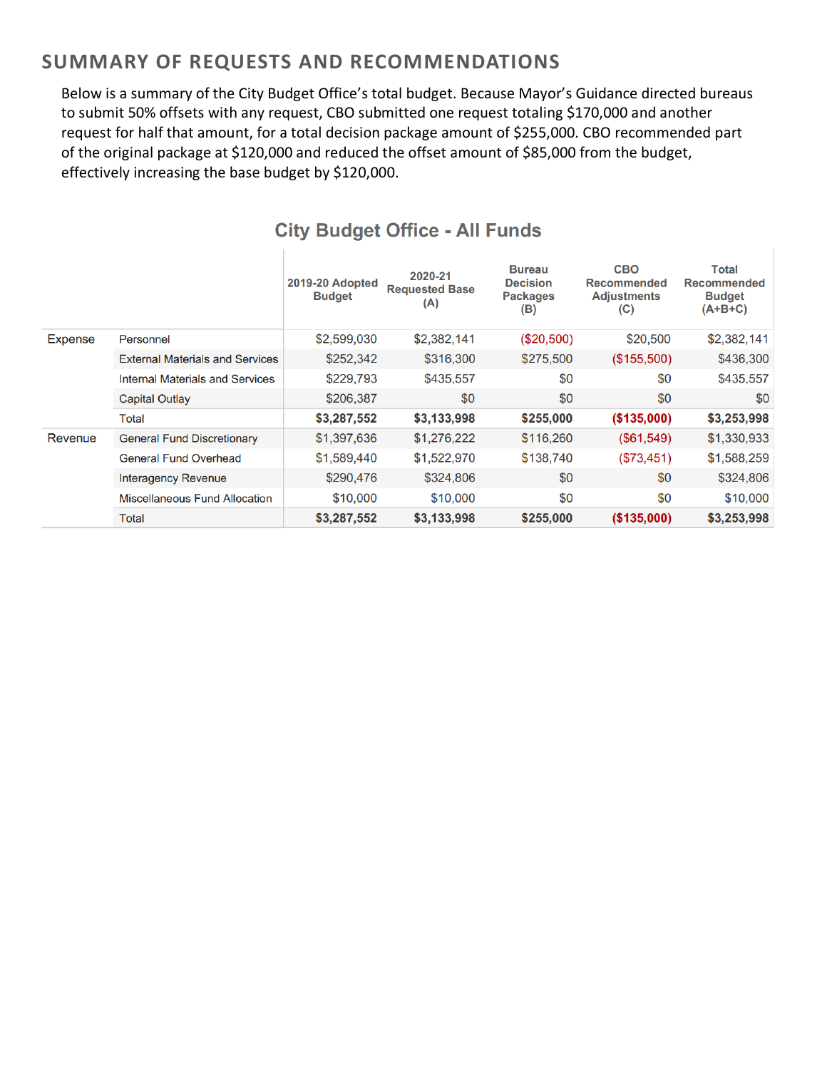## SUMMARY OF REQUESTS AND RECOMMENDATIONS

Below is a summary of the City Budget Office's total budget. Because Mayor's Guidance directed bureaus to submit 50% offsets with any request, CBO submitted one request totaling $170,000 and another request for half that amount, for a total decision package amount of $255,000. CBO recommended part of the original package at $120,000 and reduced the offset amount of $85,000 from the budget, effectively increasing the base budget by $120,000.

### City Budget Office - All Funds

| | | 2019-20 Adopted Budget | 2020-21 Requested Base (A) | Bureau Decision Packages (B) | CBO Recommended Adjustments (C) | Total Recommended Budget (A+B+C) |
|---|---|---|---|---|---|---|
| Expense | Personnel | $2,599,030 | $2,382,141 | ($20,500) | $20,500 | $2,382,141 |
| | External Materials and Services | $252,342 | $316,300 | $275,500 | ($155,500) | $436,300 |
| | Internal Materials and Services | $229,793 | $435,557 | $0 | $0 | $435,557 |
| | Capital Outlay | $206,387 | $0 | $0 | $0 | $0 |
| | Total | **$3,287,552** | **$3,133,998** | **$255,000** | **($135,000)** | **$3,253,998** |
| Revenue | General Fund Discretionary | $1,397,636 | $1,276,222 | $116,260 | ($61,549) | $1,330,933 |
| | General Fund Overhead | $1,589,440 | $1,522,970 | $138,740 | ($73,451) | $1,588,259 |
| | Interagency Revenue | $290,476 | $324,806 | $0 | $0 | $324,806 |
| | Miscellaneous Fund Allocation | $10,000 | $10,000 | $0 | $0 | $10,000 |
| | Total | **$3,287,552** | **$3,133,998** | **$255,000** | **($135,000)** | **$3,253,998** |